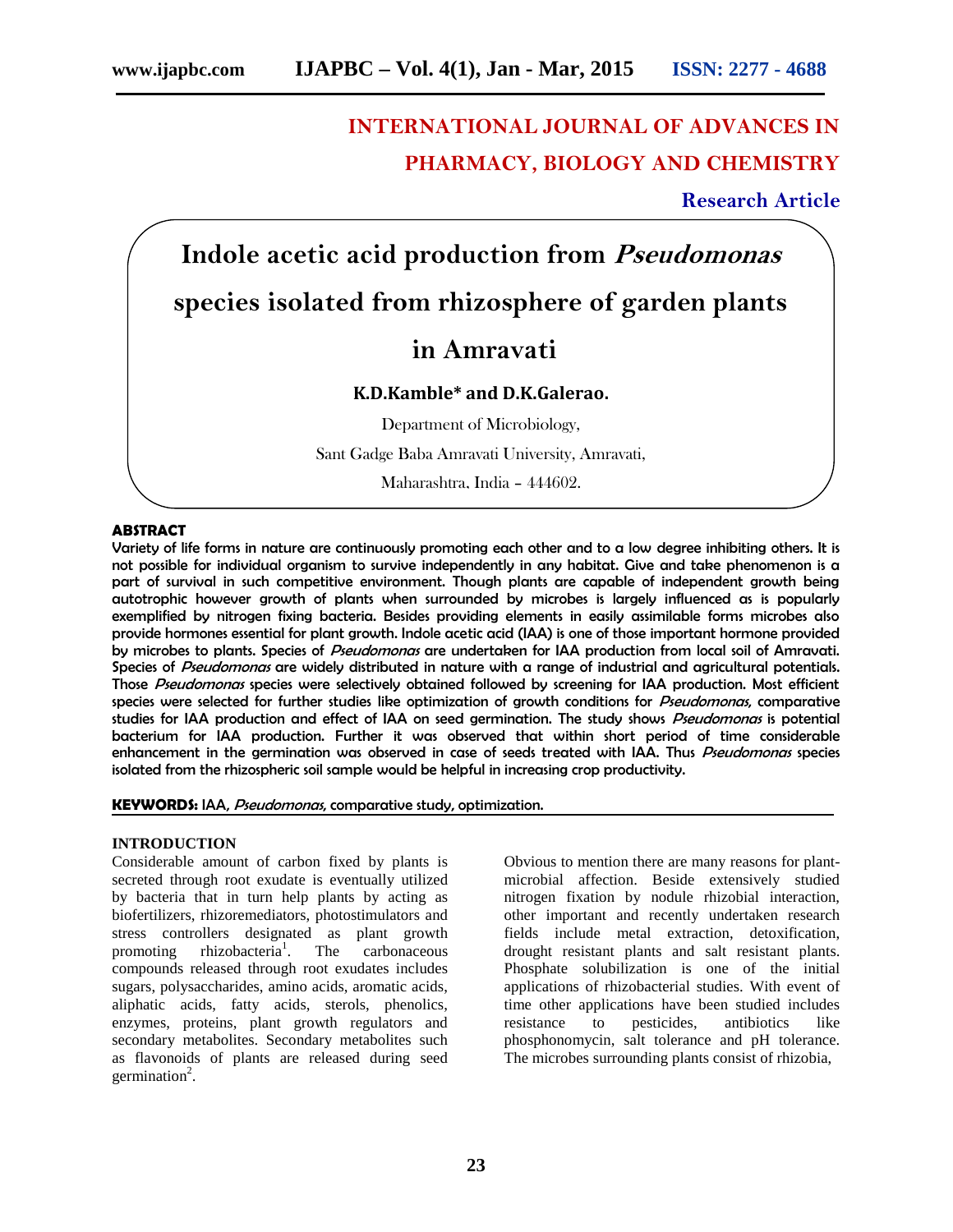# INTERNATIONAL JOURNAL OF ADVANCES IN PHARMACY, BIOLOGY AND CHEMISTRY

**Research Article**

# Indole acetic acid production from *Pseudomonas* species isolated from rhizosphere of garden plants in Amravati

**K.D.Kamble* and D.K.Galerao.**

Department of Microbiology,

Sant Gadge Baba Amravati University, Amravati,

Maharashtra, India – 444602.

## ABSTRACT

Variety of life forms in nature are continuously promoting each other and to a low degree inhibiting others. It is not possible for individual organism to survive independently in any habitat. Give and take phenomenon is a part of survival in such competitive environment. Though plants are capable of independent growth being autotrophic however growth of plants when surrounded by microbes is largely influenced as is popularly exemplified by nitrogen fixing bacteria. Besides providing elements in easily assimilable forms microbes also provide hormones essential for plant growth. Indole acetic acid (IAA) is one of those important hormone provided by microbes to plants. Species of *Pseudomonas* are undertaken for IAA production from local soil of Amravati. Species of *Pseudomonas* are widely distributed in nature with a range of industrial and agricultural potentials. Those *Pseudomonas* species were selectively obtained followed by screening for IAA production. Most efficient species were selected for further studies like optimization of growth conditions for *Pseudomonas*, comparative studies for IAA production and effect of IAA on seed germination. The study shows *Pseudomonas* is potential bacterium for IAA production. Further it was observed that within short period of time considerable enhancement in the germination was observed in case of seeds treated with IAA. Thus *Pseudomonas* species isolated from the rhizospheric soil sample would be helpful in increasing crop productivity.

**KEYWORDS:** IAA, *Pseudomonas*, comparative study, optimization.

## INTRODUCTION

Considerable amount of carbon fixed by plants is secreted through root exudate is eventually utilized by bacteria that in turn help plants by acting as biofertilizers, rhizoremediators, photostimulators and stress controllers designated as plant growth promoting rhizobacteria[1]. The carbonaceous compounds released through root exudates includes sugars, polysaccharides, amino acids, aromatic acids, aliphatic acids, fatty acids, sterols, phenolics, enzymes, proteins, plant growth regulators and secondary metabolites. Secondary metabolites such as flavonoids of plants are released during seed germination[2].

Obvious to mention there are many reasons for plant-microbial affection. Beside extensively studied nitrogen fixation by nodule rhizobial interaction, other important and recently undertaken research fields include metal extraction, detoxification, drought resistant plants and salt resistant plants. Phosphate solubilization is one of the initial applications of rhizobacterial studies. With event of time other applications have been studied includes resistance to pesticides, antibiotics like phosphonomycin, salt tolerance and pH tolerance. The microbes surrounding plants consist of rhizobia,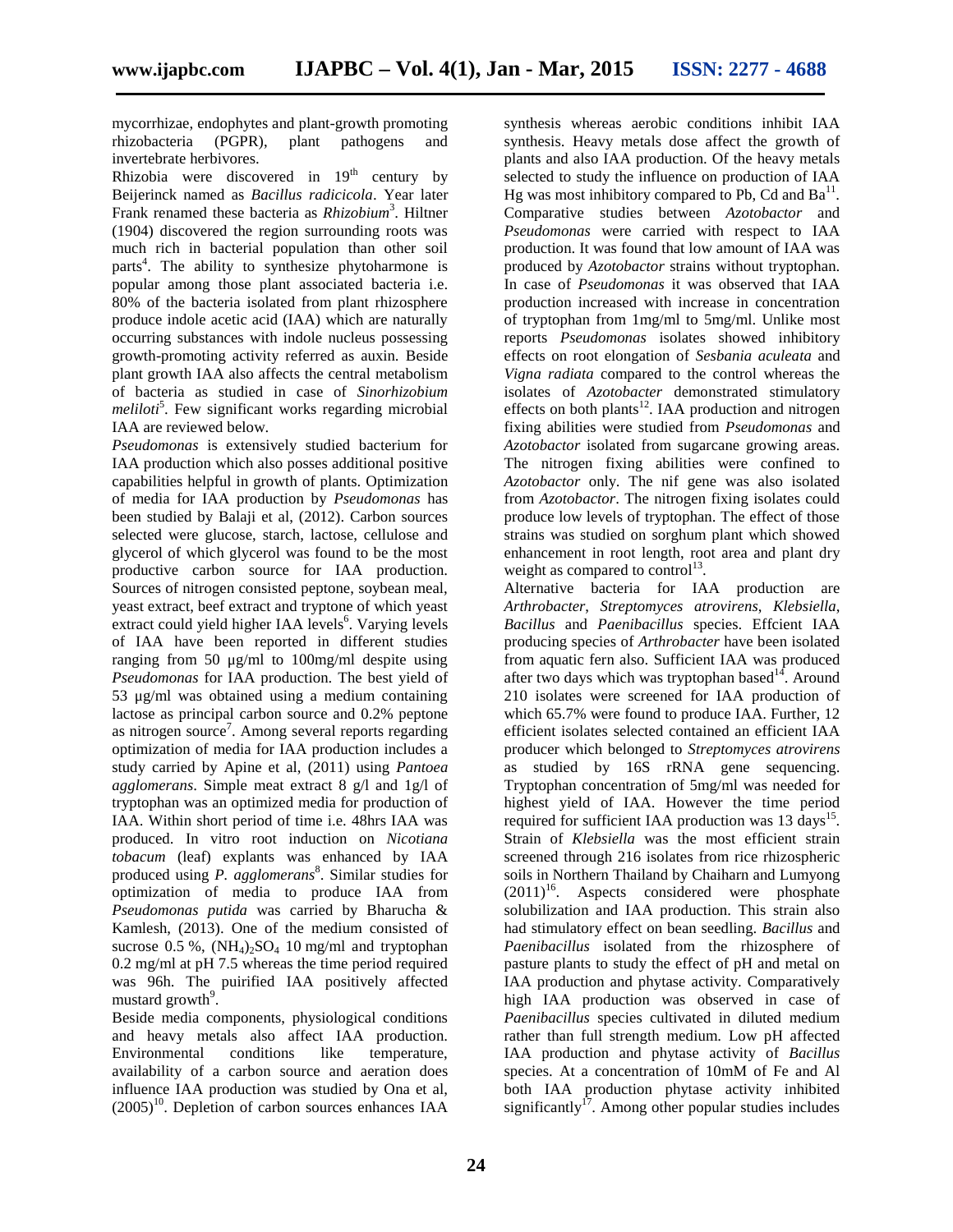mycorrhizae, endophytes and plant-growth promoting rhizobacteria (PGPR), plant pathogens and invertebrate herbivores.

Rhizobia were discovered in 19[th] century by Beijerinck named as *Bacillus radicicola*. Year later Frank renamed these bacteria as *Rhizobium*[3]. Hiltner (1904) discovered the region surrounding roots was much rich in bacterial population than other soil parts[4]. The ability to synthesize phytoharmone is popular among those plant associated bacteria i.e. 80% of the bacteria isolated from plant rhizosphere produce indole acetic acid (IAA) which are naturally occurring substances with indole nucleus possessing growth-promoting activity referred as auxin. Beside plant growth IAA also affects the central metabolism of bacteria as studied in case of *Sinorhizobium meliloti*[5]. Few significant works regarding microbial IAA are reviewed below.

*Pseudomonas* is extensively studied bacterium for IAA production which also posses additional positive capabilities helpful in growth of plants. Optimization of media for IAA production by *Pseudomonas* has been studied by Balaji et al, (2012). Carbon sources selected were glucose, starch, lactose, cellulose and glycerol of which glycerol was found to be the most productive carbon source for IAA production. Sources of nitrogen consisted peptone, soybean meal, yeast extract, beef extract and tryptone of which yeast extract could yield higher IAA levels[6]. Varying levels of IAA have been reported in different studies ranging from 50 µg/ml to 100mg/ml despite using *Pseudomonas* for IAA production. The best yield of 53 µg/ml was obtained using a medium containing lactose as principal carbon source and 0.2% peptone as nitrogen source[7]. Among several reports regarding optimization of media for IAA production includes a study carried by Apine et al, (2011) using *Pantoea agglomerans*. Simple meat extract 8 g/l and 1g/l of tryptophan was an optimized media for production of IAA. Within short period of time i.e. 48hrs IAA was produced. In vitro root induction on *Nicotiana tobacum* (leaf) explants was enhanced by IAA produced using *P. agglomerans*[8]. Similar studies for optimization of media to produce IAA from *Pseudomonas putida* was carried by Bharucha & Kamlesh, (2013). One of the medium consisted of sucrose 0.5 %, $(NH_4)_2SO_4$ 10 mg/ml and tryptophan 0.2 mg/ml at pH 7.5 whereas the time period required was 96h. The puirified IAA positively affected mustard growth[9].

Beside media components, physiological conditions and heavy metals also affect IAA production. Environmental conditions like temperature, availability of a carbon source and aeration does influence IAA production was studied by Ona et al, (2005)[10]. Depletion of carbon sources enhances IAA synthesis whereas aerobic conditions inhibit IAA synthesis. Heavy metals dose affect the growth of plants and also IAA production. Of the heavy metals selected to study the influence on production of IAA Hg was most inhibitory compared to Pb, Cd and Ba[11]. Comparative studies between *Azotobactor* and *Pseudomonas* were carried with respect to IAA production. It was found that low amount of IAA was produced by *Azotobactor* strains without tryptophan. In case of *Pseudomonas* it was observed that IAA production increased with increase in concentration of tryptophan from 1mg/ml to 5mg/ml. Unlike most reports *Pseudomonas* isolates showed inhibitory effects on root elongation of *Sesbania aculeata* and *Vigna radiata* compared to the control whereas the isolates of *Azotobacter* demonstrated stimulatory effects on both plants[12]. IAA production and nitrogen fixing abilities were studied from *Pseudomonas* and *Azotobactor* isolated from sugarcane growing areas. The nitrogen fixing abilities were confined to *Azotobactor* only. The nif gene was also isolated from *Azotobactor*. The nitrogen fixing isolates could produce low levels of tryptophan. The effect of those strains was studied on sorghum plant which showed enhancement in root length, root area and plant dry weight as compared to control[13].

Alternative bacteria for IAA production are *Arthrobacter*, *Streptomyces atrovirens*, *Klebsiella*, *Bacillus* and *Paenibacillus* species. Effcient IAA producing species of *Arthrobacter* have been isolated from aquatic fern also. Sufficient IAA was produced after two days which was tryptophan based[14]. Around 210 isolates were screened for IAA production of which 65.7% were found to produce IAA. Further, 12 efficient isolates selected contained an efficient IAA producer which belonged to *Streptomyces atrovirens* as studied by 16S rRNA gene sequencing. Tryptophan concentration of 5mg/ml was needed for highest yield of IAA. However the time period required for sufficient IAA production was 13 days[15]. Strain of *Klebsiella* was the most efficient strain screened through 216 isolates from rice rhizospheric soils in Northern Thailand by Chaiharn and Lumyong (2011)[16]. Aspects considered were phosphate solubilization and IAA production. This strain also had stimulatory effect on bean seedling. *Bacillus* and *Paenibacillus* isolated from the rhizosphere of pasture plants to study the effect of pH and metal on IAA production and phytase activity. Comparatively high IAA production was observed in case of *Paenibacillus* species cultivated in diluted medium rather than full strength medium. Low pH affected IAA production and phytase activity of *Bacillus* species. At a concentration of 10mM of Fe and Al both IAA production phytase activity inhibited significantly[17]. Among other popular studies includes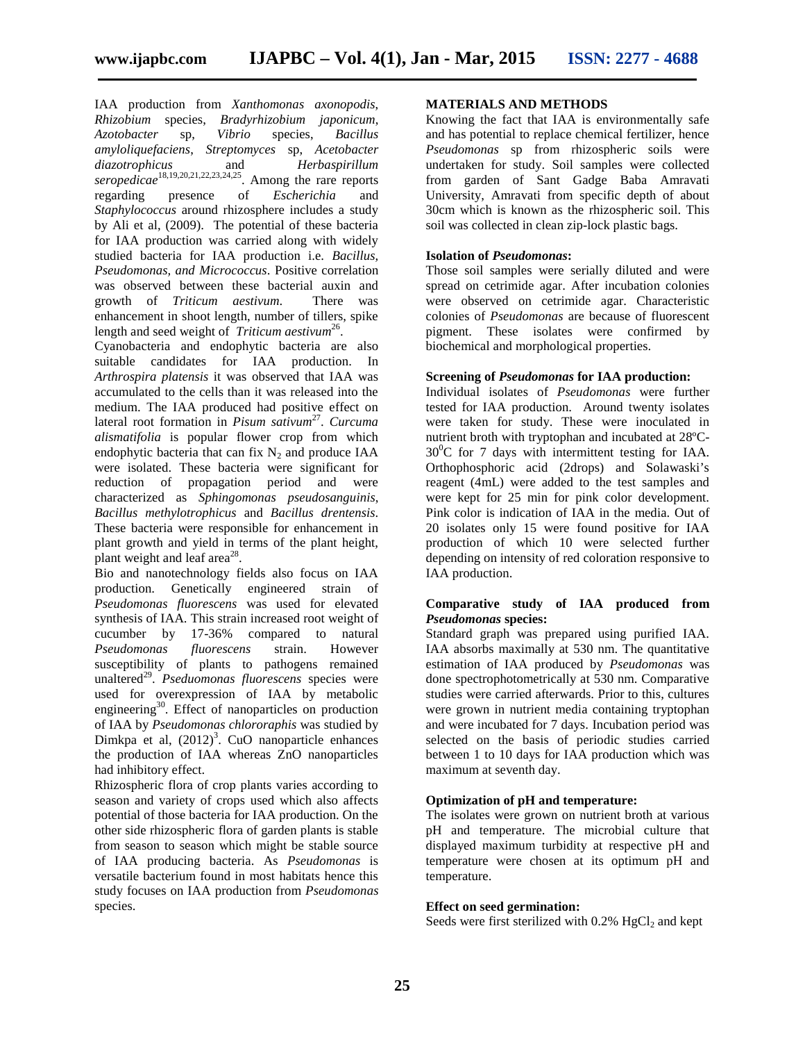IAA production from *Xanthomonas axonopodis*, *Rhizobium* species, *Bradyrhizobium japonicum*, *Azotobacter* sp, *Vibrio* species, *Bacillus amyloliquefaciens*, *Streptomyces* sp, *Acetobacter diazotrophicus* and *Herbaspirillum seropedicae*[18,19,20,21,22,23,24,25]. Among the rare reports regarding presence of *Escherichia* and *Staphylococcus* around rhizosphere includes a study by Ali et al, (2009). The potential of these bacteria for IAA production was carried along with widely studied bacteria for IAA production i.e. *Bacillus, Pseudomonas, and Micrococcus*. Positive correlation was observed between these bacterial auxin and growth of *Triticum aestivum.* There was enhancement in shoot length, number of tillers, spike length and seed weight of *Triticum aestivum*[26].

Cyanobacteria and endophytic bacteria are also suitable candidates for IAA production. In *Arthrospira platensis* it was observed that IAA was accumulated to the cells than it was released into the medium. The IAA produced had positive effect on lateral root formation in *Pisum sativum*[27]. *Curcuma alismatifolia* is popular flower crop from which endophytic bacteria that can fix $N_2$ and produce IAA were isolated. These bacteria were significant for reduction of propagation period and were characterized as *Sphingomonas pseudosanguinis, Bacillus methylotrophicus* and *Bacillus drentensis*. These bacteria were responsible for enhancement in plant growth and yield in terms of the plant height, plant weight and leaf area[28].

Bio and nanotechnology fields also focus on IAA production. Genetically engineered strain of *Pseudomonas fluorescens* was used for elevated synthesis of IAA. This strain increased root weight of cucumber by 17-36% compared to natural *Pseudomonas fluorescens* strain. However susceptibility of plants to pathogens remained unaltered[29]. *Pseduomonas fluorescens* species were used for overexpression of IAA by metabolic engineering[30]. Effect of nanoparticles on production of IAA by *Pseudomonas chlororaphis* was studied by Dimkpa et al, (2012)[3]. CuO nanoparticle enhances the production of IAA whereas ZnO nanoparticles had inhibitory effect.

Rhizospheric flora of crop plants varies according to season and variety of crops used which also affects potential of those bacteria for IAA production. On the other side rhizospheric flora of garden plants is stable from season to season which might be stable source of IAA producing bacteria. As *Pseudomonas* is versatile bacterium found in most habitats hence this study focuses on IAA production from *Pseudomonas* species.

## MATERIALS AND METHODS

Knowing the fact that IAA is environmentally safe and has potential to replace chemical fertilizer, hence *Pseudomonas* sp from rhizospheric soils were undertaken for study. Soil samples were collected from garden of Sant Gadge Baba Amravati University, Amravati from specific depth of about 30cm which is known as the rhizospheric soil. This soil was collected in clean zip-lock plastic bags.

### Isolation of *Pseudomonas*:

Those soil samples were serially diluted and were spread on cetrimide agar. After incubation colonies were observed on cetrimide agar. Characteristic colonies of *Pseudomonas* are because of fluorescent pigment. These isolates were confirmed by biochemical and morphological properties.

### Screening of *Pseudomonas* for IAA production:

Individual isolates of *Pseudomonas* were further tested for IAA production. Around twenty isolates were taken for study. These were inoculated in nutrient broth with tryptophan and incubated at 28ºC-$30^0$C for 7 days with intermittent testing for IAA. Orthophosphoric acid (2drops) and Solawaski's reagent (4mL) were added to the test samples and were kept for 25 min for pink color development. Pink color is indication of IAA in the media. Out of 20 isolates only 15 were found positive for IAA production of which 10 were selected further depending on intensity of red coloration responsive to IAA production.

### Comparative study of IAA produced from *Pseudomonas* species:

Standard graph was prepared using purified IAA. IAA absorbs maximally at 530 nm. The quantitative estimation of IAA produced by *Pseudomonas* was done spectrophotometrically at 530 nm. Comparative studies were carried afterwards. Prior to this, cultures were grown in nutrient media containing tryptophan and were incubated for 7 days. Incubation period was selected on the basis of periodic studies carried between 1 to 10 days for IAA production which was maximum at seventh day.

### Optimization of pH and temperature:

The isolates were grown on nutrient broth at various pH and temperature. The microbial culture that displayed maximum turbidity at respective pH and temperature were chosen at its optimum pH and temperature.

### Effect on seed germination:

Seeds were first sterilized with 0.2% $HgCl_2$ and kept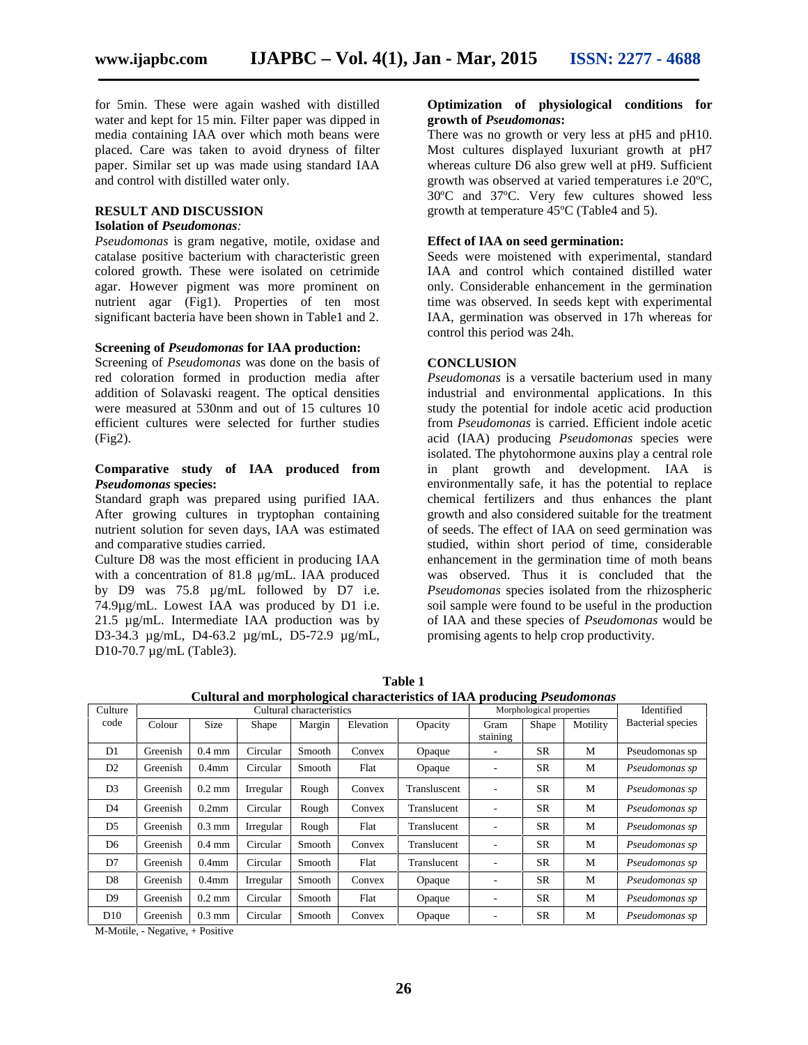for 5min. These were again washed with distilled water and kept for 15 min. Filter paper was dipped in media containing IAA over which moth beans were placed. Care was taken to avoid dryness of filter paper. Similar set up was made using standard IAA and control with distilled water only.

## RESULT AND DISCUSSION

### Isolation of *Pseudomonas*:

*Pseudomonas* is gram negative, motile, oxidase and catalase positive bacterium with characteristic green colored growth. These were isolated on cetrimide agar. However pigment was more prominent on nutrient agar (Fig1). Properties of ten most significant bacteria have been shown in Table1 and 2.

### Screening of *Pseudomonas* for IAA production:

Screening of *Pseudomonas* was done on the basis of red coloration formed in production media after addition of Solavaski reagent. The optical densities were measured at 530nm and out of 15 cultures 10 efficient cultures were selected for further studies (Fig2).

### Comparative study of IAA produced from *Pseudomonas* species:

Standard graph was prepared using purified IAA. After growing cultures in tryptophan containing nutrient solution for seven days, IAA was estimated and comparative studies carried.

Culture D8 was the most efficient in producing IAA with a concentration of 81.8 µg/mL. IAA produced by D9 was 75.8 µg/mL followed by D7 i.e. 74.9µg/mL. Lowest IAA was produced by D1 i.e. 21.5 µg/mL. Intermediate IAA production was by D3-34.3 µg/mL, D4-63.2 µg/mL, D5-72.9 µg/mL, D10-70.7 µg/mL (Table3).

### Optimization of physiological conditions for growth of *Pseudomonas*:

There was no growth or very less at pH5 and pH10. Most cultures displayed luxuriant growth at pH7 whereas culture D6 also grew well at pH9. Sufficient growth was observed at varied temperatures i.e 20ºC, 30ºC and 37ºC. Very few cultures showed less growth at temperature 45ºC (Table4 and 5).

### Effect of IAA on seed germination:

Seeds were moistened with experimental, standard IAA and control which contained distilled water only. Considerable enhancement in the germination time was observed. In seeds kept with experimental IAA, germination was observed in 17h whereas for control this period was 24h.

## CONCLUSION

*Pseudomonas* is a versatile bacterium used in many industrial and environmental applications. In this study the potential for indole acetic acid production from *Pseudomonas* is carried. Efficient indole acetic acid (IAA) producing *Pseudomonas* species were isolated. The phytohormone auxins play a central role in plant growth and development. IAA is environmentally safe, it has the potential to replace chemical fertilizers and thus enhances the plant growth and also considered suitable for the treatment of seeds. The effect of IAA on seed germination was studied, within short period of time, considerable enhancement in the germination time of moth beans was observed. Thus it is concluded that the *Pseudomonas* species isolated from the rhizospheric soil sample were found to be useful in the production of IAA and these species of *Pseudomonas* would be promising agents to help crop productivity.

**Table 1**
**Cultural and morphological characteristics of IAA producing *Pseudomonas***

| Culture code | Cultural characteristics | | | | | | Morphological properties | | | Identified Bacterial species |
|---|---|---|---|---|---|---|---|---|---|---|
| | Colour | Size | Shape | Margin | Elevation | Opacity | Gram staining | Shape | Motility | |
| D1 | Greenish | 0.4 mm | Circular | Smooth | Convex | Opaque | - | SR | M | Pseudomonas sp |
| D2 | Greenish | 0.4mm | Circular | Smooth | Flat | Opaque | - | SR | M | *Pseudomonas sp* |
| D3 | Greenish | 0.2 mm | Irregular | Rough | Convex | Transluscent | - | SR | M | *Pseudomonas sp* |
| D4 | Greenish | 0.2mm | Circular | Rough | Convex | Translucent | - | SR | M | *Pseudomonas sp* |
| D5 | Greenish | 0.3 mm | Irregular | Rough | Flat | Translucent | - | SR | M | *Pseudomonas sp* |
| D6 | Greenish | 0.4 mm | Circular | Smooth | Convex | Translucent | - | SR | M | *Pseudomonas sp* |
| D7 | Greenish | 0.4mm | Circular | Smooth | Flat | Translucent | - | SR | M | *Pseudomonas sp* |
| D8 | Greenish | 0.4mm | Irregular | Smooth | Convex | Opaque | - | SR | M | *Pseudomonas sp* |
| D9 | Greenish | 0.2 mm | Circular | Smooth | Flat | Opaque | - | SR | M | *Pseudomonas sp* |
| D10 | Greenish | 0.3 mm | Circular | Smooth | Convex | Opaque | - | SR | M | *Pseudomonas sp* |

M-Motile, - Negative, + Positive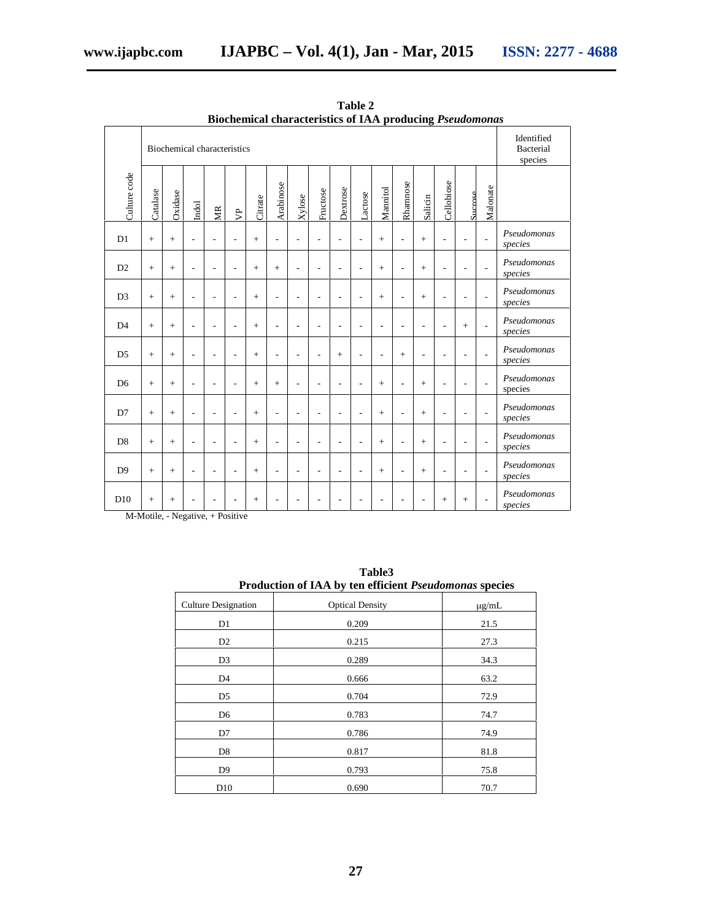**Table 2**
**Biochemical characteristics of IAA producing *Pseudomonas***

| Culture code | Biochemical characteristics | | | | | | | | | | | | | | | | | Identified Bacterial species |
|---|---|---|---|---|---|---|---|---|---|---|---|---|---|---|---|---|---|---|
| | Catalase | Oxidase | Indol | MR | VP | Citrate | Arabinose | Xylose | Fructose | Dextrose | Lactose | Mannitol | Rhamnose | Salicin | Cellobiose | Sucrose | Malonate | |
| D1 | + | + | - | - | - | + | - | - | - | - | - | + | - | + | - | - | - | *Pseudomonas species* |
| D2 | + | + | - | - | - | + | + | - | - | - | - | + | - | + | - | - | - | *Pseudomonas species* |
| D3 | + | + | - | - | - | + | - | - | - | - | - | + | - | + | - | - | - | *Pseudomonas species* |
| D4 | + | + | - | - | - | + | - | - | - | - | - | - | - | - | - | + | - | *Pseudomonas species* |
| D5 | + | + | - | - | - | + | - | - | - | + | - | - | + | - | - | - | - | *Pseudomonas species* |
| D6 | + | + | - | - | - | + | + | - | - | - | - | + | - | + | - | - | - | *Pseudomonas* species |
| D7 | + | + | - | - | - | + | - | - | - | - | - | + | - | + | - | - | - | *Pseudomonas species* |
| D8 | + | + | - | - | - | + | - | - | - | - | - | + | - | + | - | - | - | *Pseudomonas species* |
| D9 | + | + | - | - | - | + | - | - | - | - | - | + | - | + | - | - | - | *Pseudomonas species* |
| D10 | + | + | - | - | - | + | - | - | - | - | - | - | - | - | + | + | - | *Pseudomonas species* |

M-Motile, - Negative, + Positive

**Table3**
**Production of IAA by ten efficient *Pseudomonas* species**

| Culture Designation | Optical Density | μg/mL |
|---|---|---|
| D1 | 0.209 | 21.5 |
| D2 | 0.215 | 27.3 |
| D3 | 0.289 | 34.3 |
| D4 | 0.666 | 63.2 |
| D5 | 0.704 | 72.9 |
| D6 | 0.783 | 74.7 |
| D7 | 0.786 | 74.9 |
| D8 | 0.817 | 81.8 |
| D9 | 0.793 | 75.8 |
| D10 | 0.690 | 70.7 |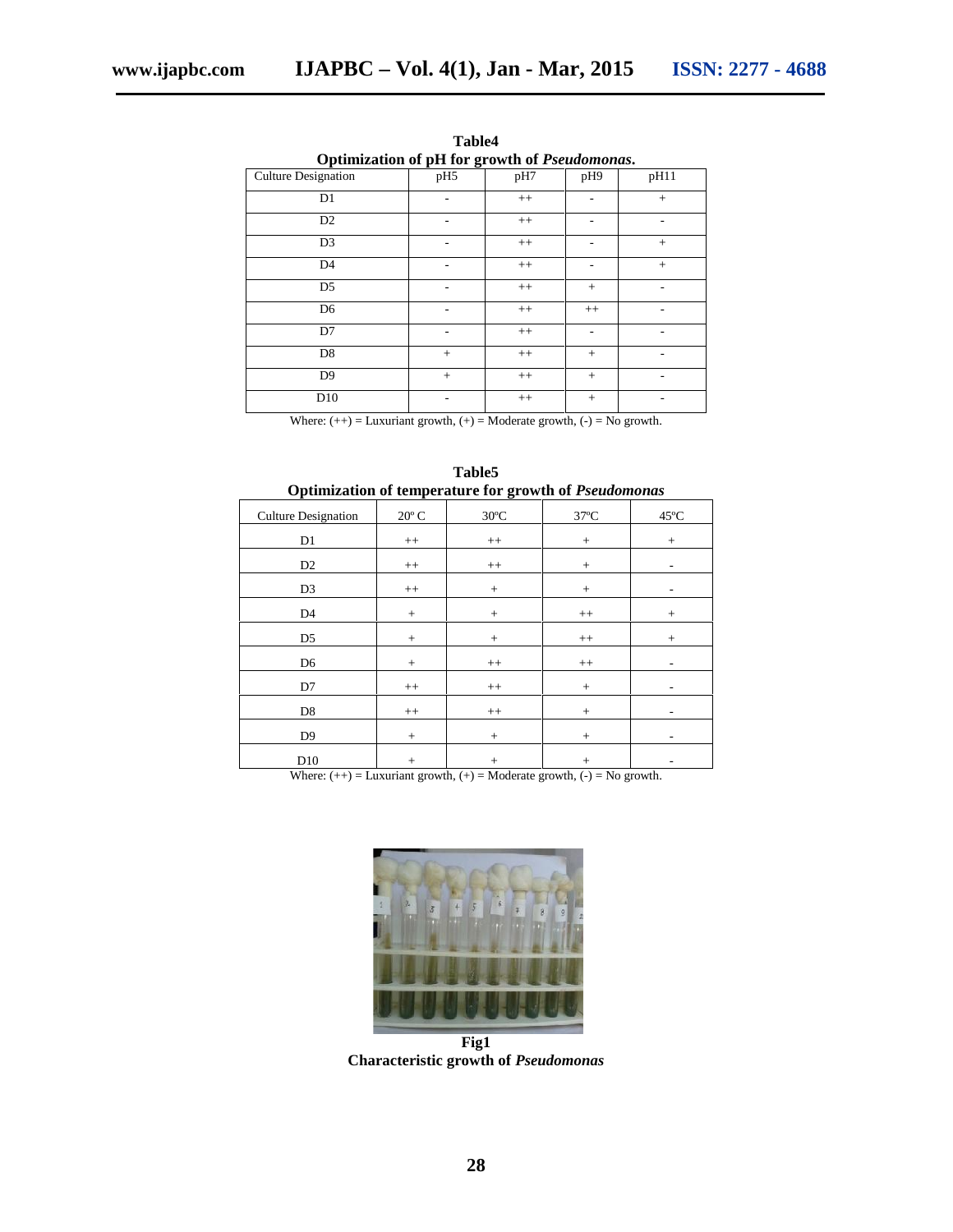**Table4**
**Optimization of pH for growth of *Pseudomonas*.**

| Culture Designation | pH5 | pH7 | pH9 | pH11 |
|---|---|---|---|---|
| D1 | - | ++ | - | + |
| D2 | - | ++ | - | - |
| D3 | - | ++ | - | + |
| D4 | - | ++ | - | + |
| D5 | - | ++ | + | - |
| D6 | - | ++ | ++ | - |
| D7 | - | ++ | - | - |
| D8 | + | ++ | + | - |
| D9 | + | ++ | + | - |
| D10 | - | ++ | + | - |

Where: (++) = Luxuriant growth, (+) = Moderate growth, (-) = No growth.

**Table5**
**Optimization of temperature for growth of *Pseudomonas***

| Culture Designation | 20º C | 30ºC | 37ºC | 45ºC |
|---|---|---|---|---|
| D1 | ++ | ++ | + | + |
| D2 | ++ | ++ | + | - |
| D3 | ++ | + | + | - |
| D4 | + | + | ++ | + |
| D5 | + | + | ++ | + |
| D6 | + | ++ | ++ | - |
| D7 | ++ | ++ | + | - |
| D8 | ++ | ++ | + | - |
| D9 | + | + | + | - |
| D10 | + | + | + | - |

Where: (++) = Luxuriant growth, (+) = Moderate growth, (-) = No growth.

**Fig1**
**Characteristic growth of *Pseudomonas***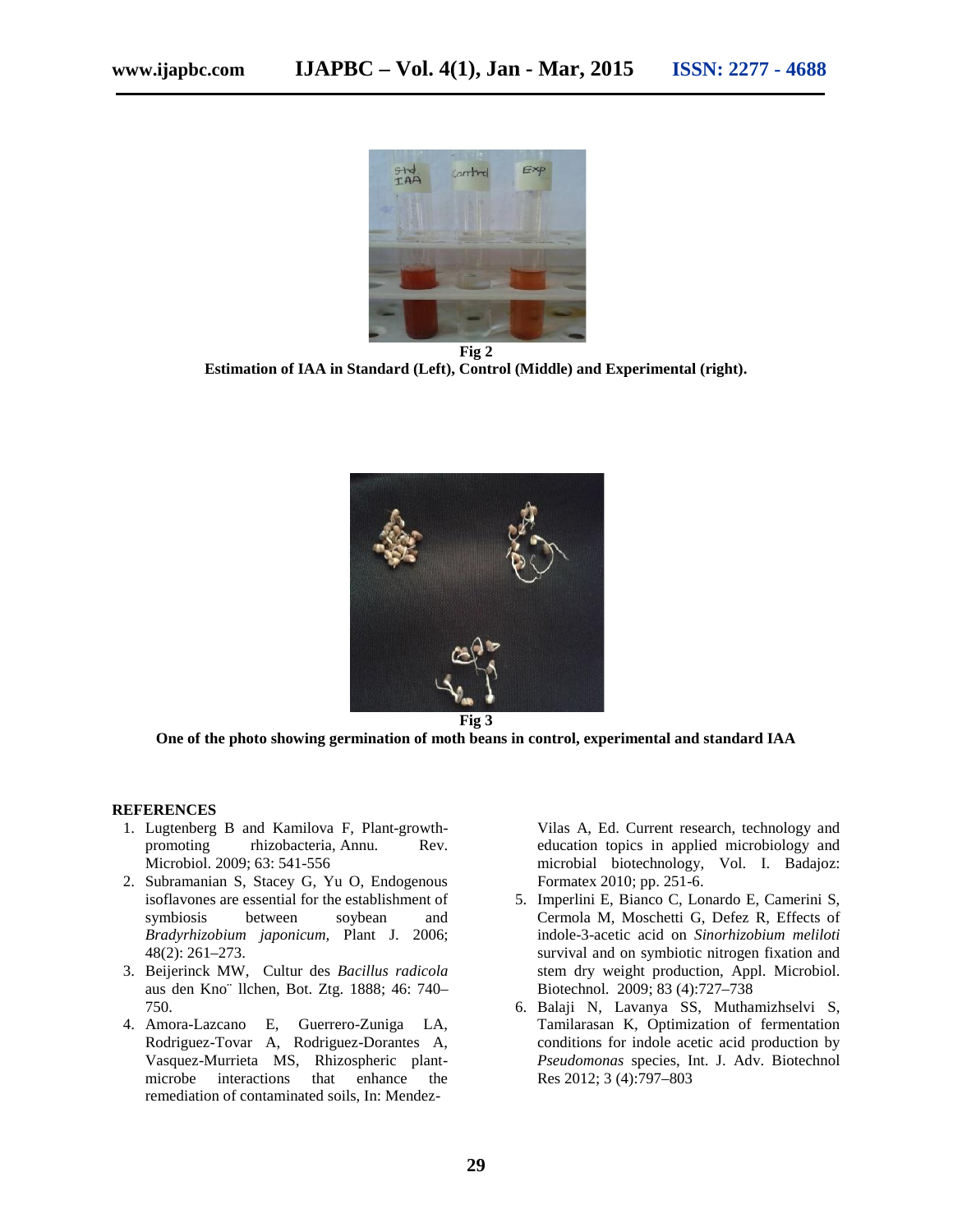**Fig 2**

**Estimation of IAA in Standard (Left), Control (Middle) and Experimental (right).**

**Fig 3**

**One of the photo showing germination of moth beans in control, experimental and standard IAA**

## REFERENCES

1. Lugtenberg B and Kamilova F, Plant-growth-promoting rhizobacteria, Annu. Rev. Microbiol. 2009; 63: 541-556
2. Subramanian S, Stacey G, Yu O, Endogenous isoflavones are essential for the establishment of symbiosis between soybean and *Bradyrhizobium japonicum,* Plant J. 2006; 48(2): 261–273.
3. Beijerinck MW, Cultur des *Bacillus radicola* aus den Kno¨ llchen, Bot. Ztg. 1888; 46: 740–750.
4. Amora-Lazcano E, Guerrero-Zuniga LA, Rodriguez-Tovar A, Rodriguez-Dorantes A, Vasquez-Murrieta MS, Rhizospheric plant-microbe interactions that enhance the remediation of contaminated soils, In: Mendez-Vilas A, Ed. Current research, technology and education topics in applied microbiology and microbial biotechnology, Vol. I. Badajoz: Formatex 2010; pp. 251-6.
5. Imperlini E, Bianco C, Lonardo E, Camerini S, Cermola M, Moschetti G, Defez R, Effects of indole-3-acetic acid on *Sinorhizobium meliloti* survival and on symbiotic nitrogen fixation and stem dry weight production, Appl. Microbiol. Biotechnol. 2009; 83 (4):727–738
6. Balaji N, Lavanya SS, Muthamizhselvi S, Tamilarasan K, Optimization of fermentation conditions for indole acetic acid production by *Pseudomonas* species, Int. J. Adv. Biotechnol Res 2012; 3 (4):797–803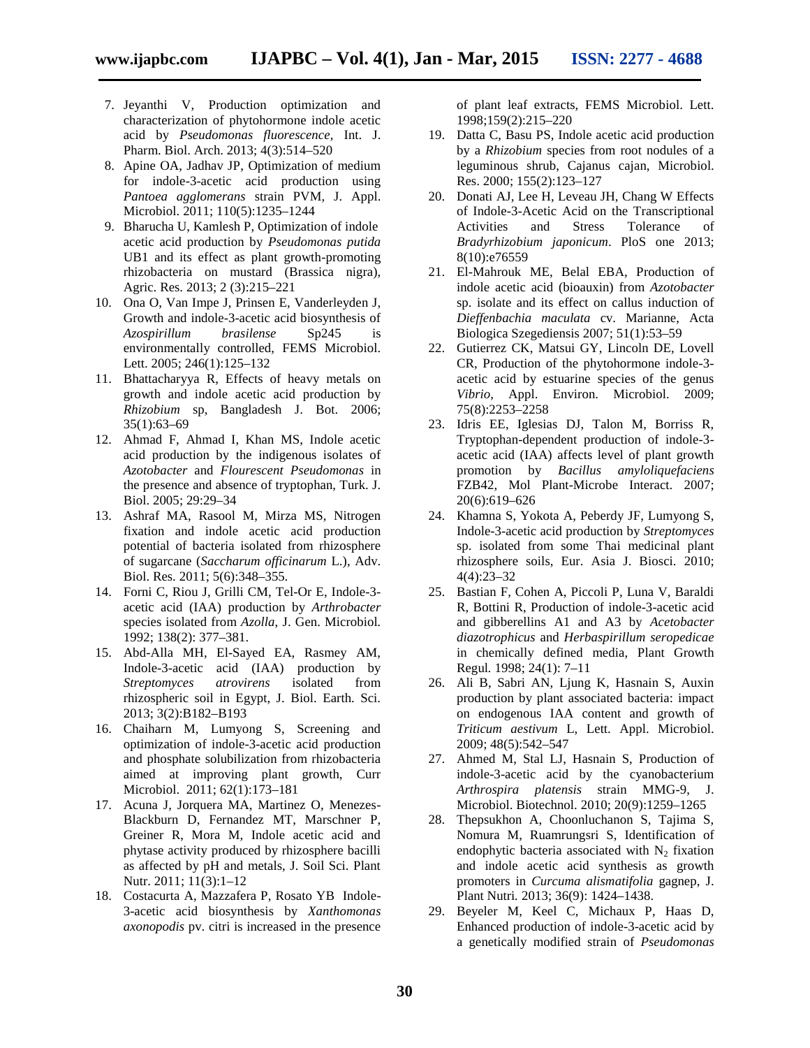7. Jeyanthi V, Production optimization and characterization of phytohormone indole acetic acid by *Pseudomonas fluorescence*, Int. J. Pharm. Biol. Arch. 2013; 4(3):514–520
8. Apine OA, Jadhav JP, Optimization of medium for indole-3-acetic acid production using *Pantoea agglomerans* strain PVM, J. Appl. Microbiol. 2011; 110(5):1235–1244
9. Bharucha U, Kamlesh P, Optimization of indole acetic acid production by *Pseudomonas putida* UB1 and its effect as plant growth-promoting rhizobacteria on mustard (Brassica nigra), Agric. Res. 2013; 2 (3):215–221
10. Ona O, Van Impe J, Prinsen E, Vanderleyden J, Growth and indole-3-acetic acid biosynthesis of *Azospirillum brasilense* Sp245 is environmentally controlled, FEMS Microbiol. Lett. 2005; 246(1):125–132
11. Bhattacharyya R, Effects of heavy metals on growth and indole acetic acid production by *Rhizobium* sp, Bangladesh J. Bot. 2006; 35(1):63–69
12. Ahmad F, Ahmad I, Khan MS, Indole acetic acid production by the indigenous isolates of *Azotobacter* and *Flourescent Pseudomonas* in the presence and absence of tryptophan, Turk. J. Biol. 2005; 29:29–34
13. Ashraf MA, Rasool M, Mirza MS, Nitrogen fixation and indole acetic acid production potential of bacteria isolated from rhizosphere of sugarcane (*Saccharum officinarum* L.), Adv. Biol. Res. 2011; 5(6):348–355.
14. Forni C, Riou J, Grilli CM, Tel-Or E, Indole-3-acetic acid (IAA) production by *Arthrobacter* species isolated from *Azolla*, J. Gen. Microbiol. 1992; 138(2): 377–381.
15. Abd-Alla MH, El-Sayed EA, Rasmey AM, Indole-3-acetic acid (IAA) production by *Streptomyces atrovirens* isolated from rhizospheric soil in Egypt, J. Biol. Earth. Sci. 2013; 3(2):B182–B193
16. Chaiharn M, Lumyong S, Screening and optimization of indole-3-acetic acid production and phosphate solubilization from rhizobacteria aimed at improving plant growth, Curr Microbiol. 2011; 62(1):173–181
17. Acuna J, Jorquera MA, Martinez O, Menezes-Blackburn D, Fernandez MT, Marschner P, Greiner R, Mora M, Indole acetic acid and phytase activity produced by rhizosphere bacilli as affected by pH and metals, J. Soil Sci. Plant Nutr. 2011; 11(3):1–12
18. Costacurta A, Mazzafera P, Rosato YB Indole-3-acetic acid biosynthesis by *Xanthomonas axonopodis* pv. citri is increased in the presence of plant leaf extracts, FEMS Microbiol. Lett. 1998;159(2):215–220
19. Datta C, Basu PS, Indole acetic acid production by a *Rhizobium* species from root nodules of a leguminous shrub, Cajanus cajan, Microbiol. Res. 2000; 155(2):123–127
20. Donati AJ, Lee H, Leveau JH, Chang W Effects of Indole-3-Acetic Acid on the Transcriptional Activities and Stress Tolerance of *Bradyrhizobium japonicum*. PloS one 2013; 8(10):e76559
21. El-Mahrouk ME, Belal EBA, Production of indole acetic acid (bioauxin) from *Azotobacter* sp. isolate and its effect on callus induction of *Dieffenbachia maculata* cv. Marianne, Acta Biologica Szegediensis 2007; 51(1):53–59
22. Gutierrez CK, Matsui GY, Lincoln DE, Lovell CR, Production of the phytohormone indole-3-acetic acid by estuarine species of the genus *Vibrio*, Appl. Environ. Microbiol. 2009; 75(8):2253–2258
23. Idris EE, Iglesias DJ, Talon M, Borriss R, Tryptophan-dependent production of indole-3-acetic acid (IAA) affects level of plant growth promotion by *Bacillus amyloliquefaciens* FZB42, Mol Plant-Microbe Interact. 2007; 20(6):619–626
24. Khamna S, Yokota A, Peberdy JF, Lumyong S, Indole-3-acetic acid production by *Streptomyces* sp. isolated from some Thai medicinal plant rhizosphere soils, Eur. Asia J. Biosci. 2010; 4(4):23–32
25. Bastian F, Cohen A, Piccoli P, Luna V, Baraldi R, Bottini R, Production of indole-3-acetic acid and gibberellins A1 and A3 by *Acetobacter diazotrophicus* and *Herbaspirillum seropedicae* in chemically defined media, Plant Growth Regul. 1998; 24(1): 7–11
26. Ali B, Sabri AN, Ljung K, Hasnain S, Auxin production by plant associated bacteria: impact on endogenous IAA content and growth of *Triticum aestivum* L, Lett. Appl. Microbiol. 2009; 48(5):542–547
27. Ahmed M, Stal LJ, Hasnain S, Production of indole-3-acetic acid by the cyanobacterium *Arthrospira platensis* strain MMG-9, J. Microbiol. Biotechnol. 2010; 20(9):1259–1265
28. Thepsukhon A, Choonluchanon S, Tajima S, Nomura M, Ruamrungsri S, Identification of endophytic bacteria associated with $N_2$ fixation and indole acetic acid synthesis as growth promoters in *Curcuma alismatifolia* gagnep, J. Plant Nutri. 2013; 36(9): 1424–1438.
29. Beyeler M, Keel C, Michaux P, Haas D, Enhanced production of indole-3-acetic acid by a genetically modified strain of *Pseudomonas*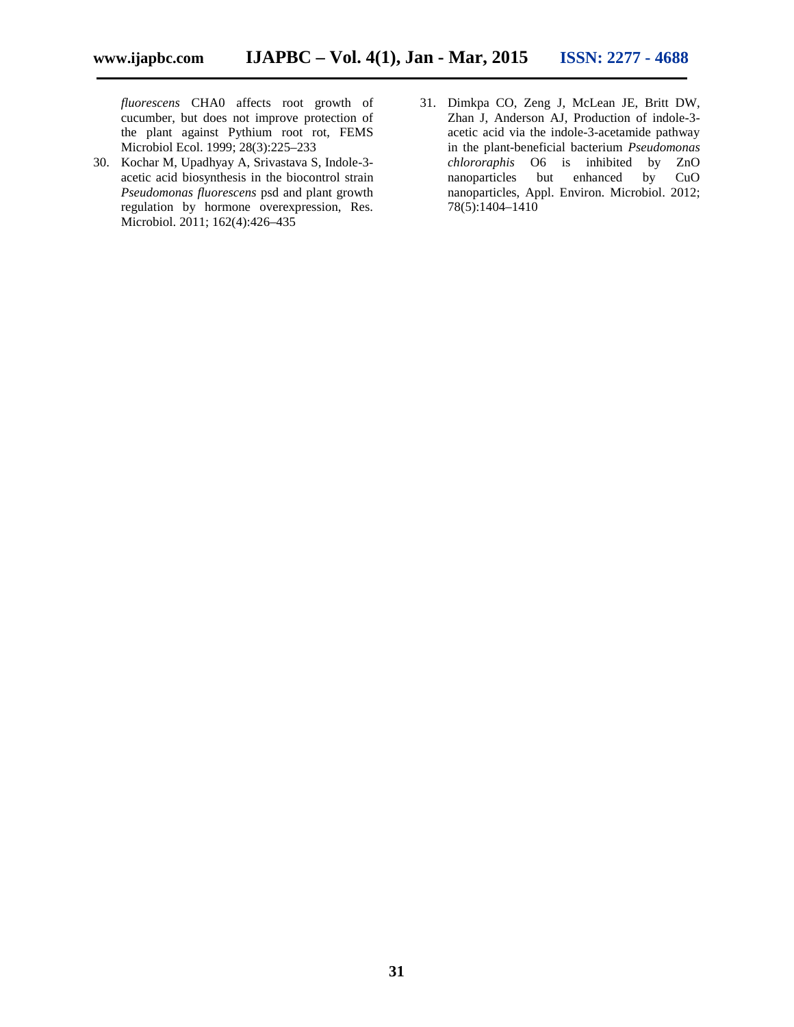*fluorescens* CHA0 affects root growth of cucumber, but does not improve protection of the plant against Pythium root rot, FEMS Microbiol Ecol. 1999; 28(3):225–233

30. Kochar M, Upadhyay A, Srivastava S, Indole-3-acetic acid biosynthesis in the biocontrol strain *Pseudomonas fluorescens* psd and plant growth regulation by hormone overexpression, Res. Microbiol. 2011; 162(4):426–435

31. Dimkpa CO, Zeng J, McLean JE, Britt DW, Zhan J, Anderson AJ, Production of indole-3-acetic acid via the indole-3-acetamide pathway in the plant-beneficial bacterium *Pseudomonas chlororaphis* O6 is inhibited by ZnO nanoparticles but enhanced by CuO nanoparticles, Appl. Environ. Microbiol. 2012; 78(5):1404–1410